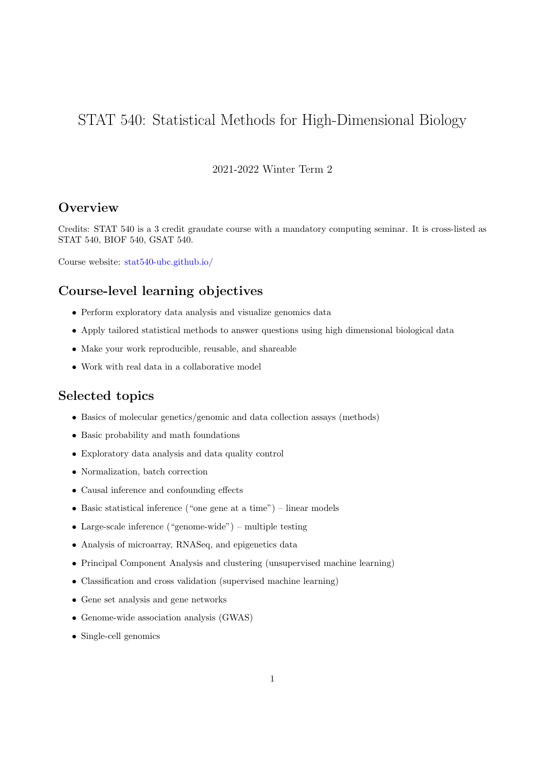# STAT 540: Statistical Methods for High-Dimensional Biology

2021-2022 Winter Term 2

## Overview

Credits: STAT 540 is a 3 credit graudate course with a mandatory computing seminar. It is cross-listed as STAT 540, BIOF 540, GSAT 540.

Course website: [stat540-ubc.github.io/](https://stat540-ubc.github.io/)

## Course-level learning objectives

- Perform exploratory data analysis and visualize genomics data
- Apply tailored statistical methods to answer questions using high dimensional biological data
- Make your work reproducible, reusable, and shareable
- Work with real data in a collaborative model

## Selected topics

- Basics of molecular genetics/genomic and data collection assays (methods)
- Basic probability and math foundations
- Exploratory data analysis and data quality control
- Normalization, batch correction
- Causal inference and confounding effects
- Basic statistical inference ("one gene at a time") – linear models
- Large-scale inference ("genome-wide") – multiple testing
- Analysis of microarray, RNASeq, and epigenetics data
- Principal Component Analysis and clustering (unsupervised machine learning)
- Classification and cross validation (supervised machine learning)
- Gene set analysis and gene networks
- Genome-wide association analysis (GWAS)
- Single-cell genomics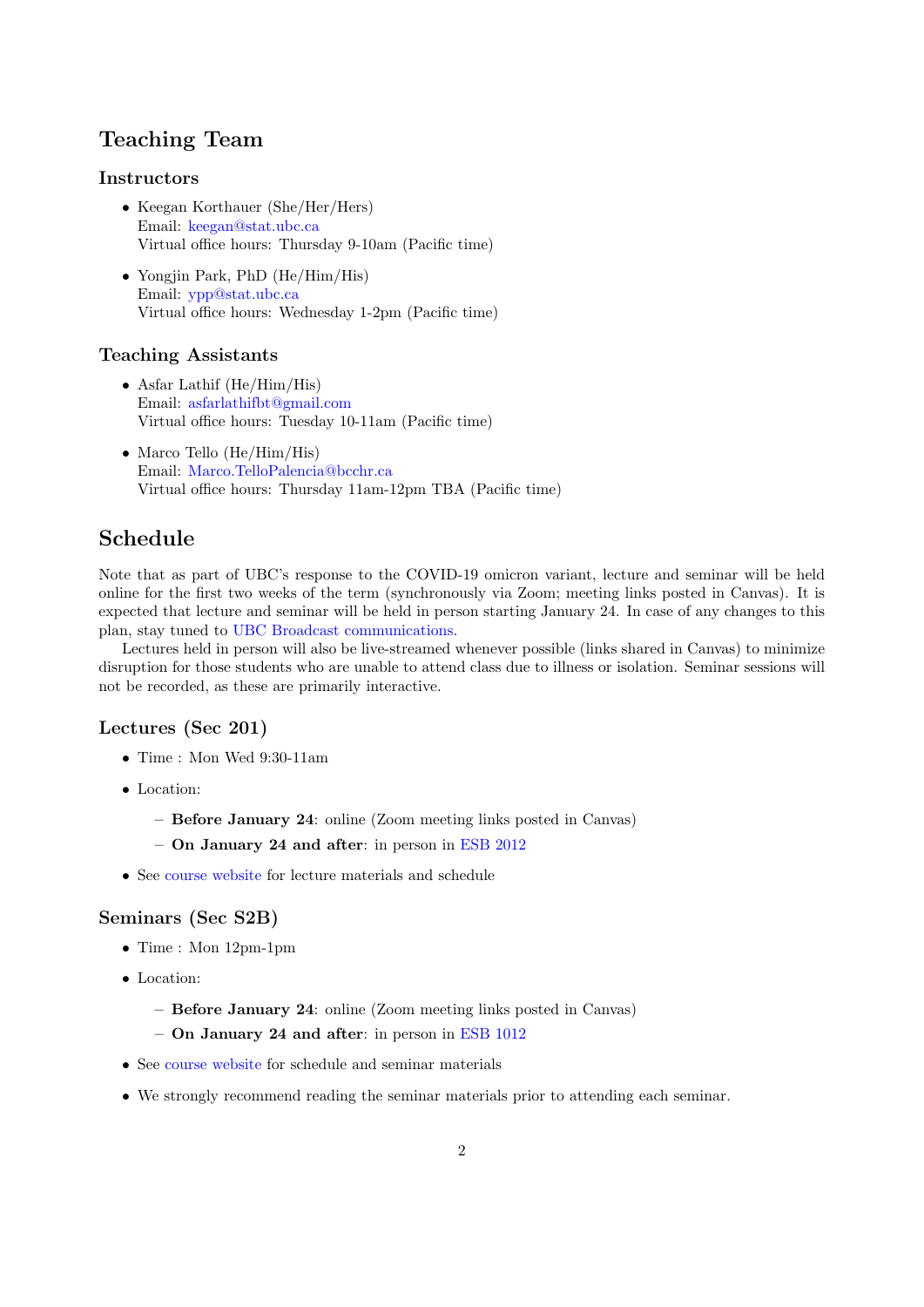## Teaching Team

### Instructors

- Keegan Korthauer (She/Her/Hers)
  Email: keegan@stat.ubc.ca
  Virtual office hours: Thursday 9-10am (Pacific time)
- Yongjin Park, PhD (He/Him/His)
  Email: ypp@stat.ubc.ca
  Virtual office hours: Wednesday 1-2pm (Pacific time)

### Teaching Assistants

- Asfar Lathif (He/Him/His)
  Email: asfarlathifbt@gmail.com
  Virtual office hours: Tuesday 10-11am (Pacific time)
- Marco Tello (He/Him/His)
  Email: Marco.TelloPalencia@bcchr.ca
  Virtual office hours: Thursday 11am-12pm TBA (Pacific time)

## Schedule

Note that as part of UBC's response to the COVID-19 omicron variant, lecture and seminar will be held online for the first two weeks of the term (synchronously via Zoom; meeting links posted in Canvas). It is expected that lecture and seminar will be held in person starting January 24. In case of any changes to this plan, stay tuned to UBC Broadcast communications.

Lectures held in person will also be live-streamed whenever possible (links shared in Canvas) to minimize disruption for those students who are unable to attend class due to illness or isolation. Seminar sessions will not be recorded, as these are primarily interactive.

### Lectures (Sec 201)

- Time : Mon Wed 9:30-11am
- Location:
  - **Before January 24**: online (Zoom meeting links posted in Canvas)
  - **On January 24 and after**: in person in ESB 2012
- See course website for lecture materials and schedule

### Seminars (Sec S2B)

- Time : Mon 12pm-1pm
- Location:
  - **Before January 24**: online (Zoom meeting links posted in Canvas)
  - **On January 24 and after**: in person in ESB 1012
- See course website for schedule and seminar materials
- We strongly recommend reading the seminar materials prior to attending each seminar.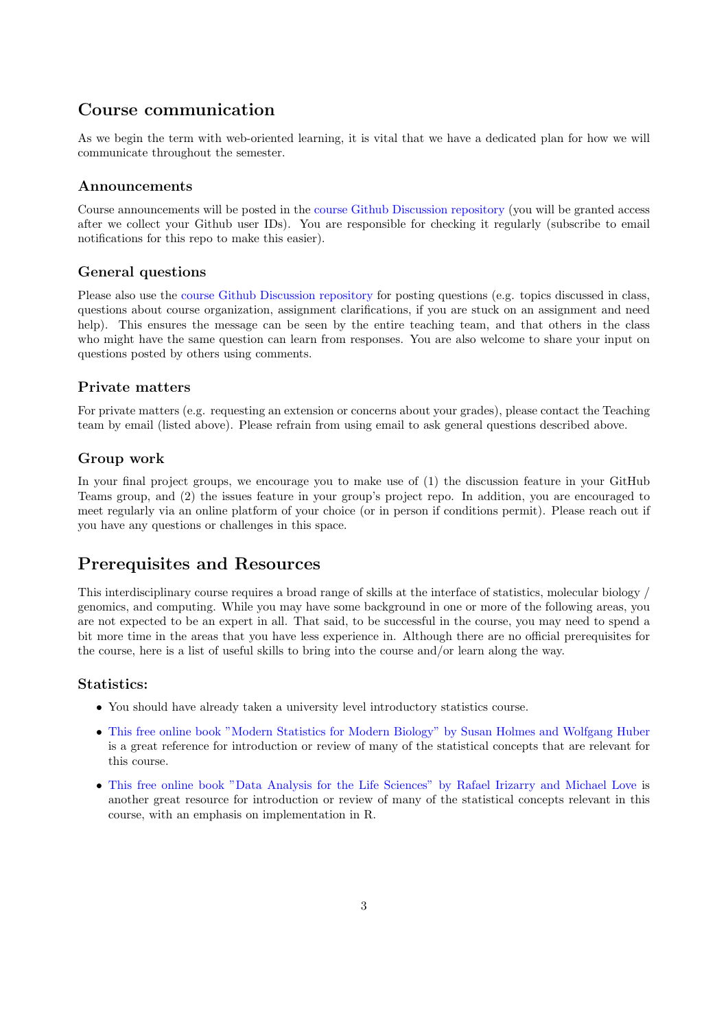## Course communication

As we begin the term with web-oriented learning, it is vital that we have a dedicated plan for how we will communicate throughout the semester.

### Announcements

Course announcements will be posted in the course Github Discussion repository (you will be granted access after we collect your Github user IDs). You are responsible for checking it regularly (subscribe to email notifications for this repo to make this easier).

### General questions

Please also use the course Github Discussion repository for posting questions (e.g. topics discussed in class, questions about course organization, assignment clarifications, if you are stuck on an assignment and need help). This ensures the message can be seen by the entire teaching team, and that others in the class who might have the same question can learn from responses. You are also welcome to share your input on questions posted by others using comments.

### Private matters

For private matters (e.g. requesting an extension or concerns about your grades), please contact the Teaching team by email (listed above). Please refrain from using email to ask general questions described above.

### Group work

In your final project groups, we encourage you to make use of (1) the discussion feature in your GitHub Teams group, and (2) the issues feature in your group's project repo. In addition, you are encouraged to meet regularly via an online platform of your choice (or in person if conditions permit). Please reach out if you have any questions or challenges in this space.

## Prerequisites and Resources

This interdisciplinary course requires a broad range of skills at the interface of statistics, molecular biology / genomics, and computing. While you may have some background in one or more of the following areas, you are not expected to be an expert in all. That said, to be successful in the course, you may need to spend a bit more time in the areas that you have less experience in. Although there are no official prerequisites for the course, here is a list of useful skills to bring into the course and/or learn along the way.

### Statistics:

- You should have already taken a university level introductory statistics course.
- This free online book "Modern Statistics for Modern Biology" by Susan Holmes and Wolfgang Huber is a great reference for introduction or review of many of the statistical concepts that are relevant for this course.
- This free online book "Data Analysis for the Life Sciences" by Rafael Irizarry and Michael Love is another great resource for introduction or review of many of the statistical concepts relevant in this course, with an emphasis on implementation in R.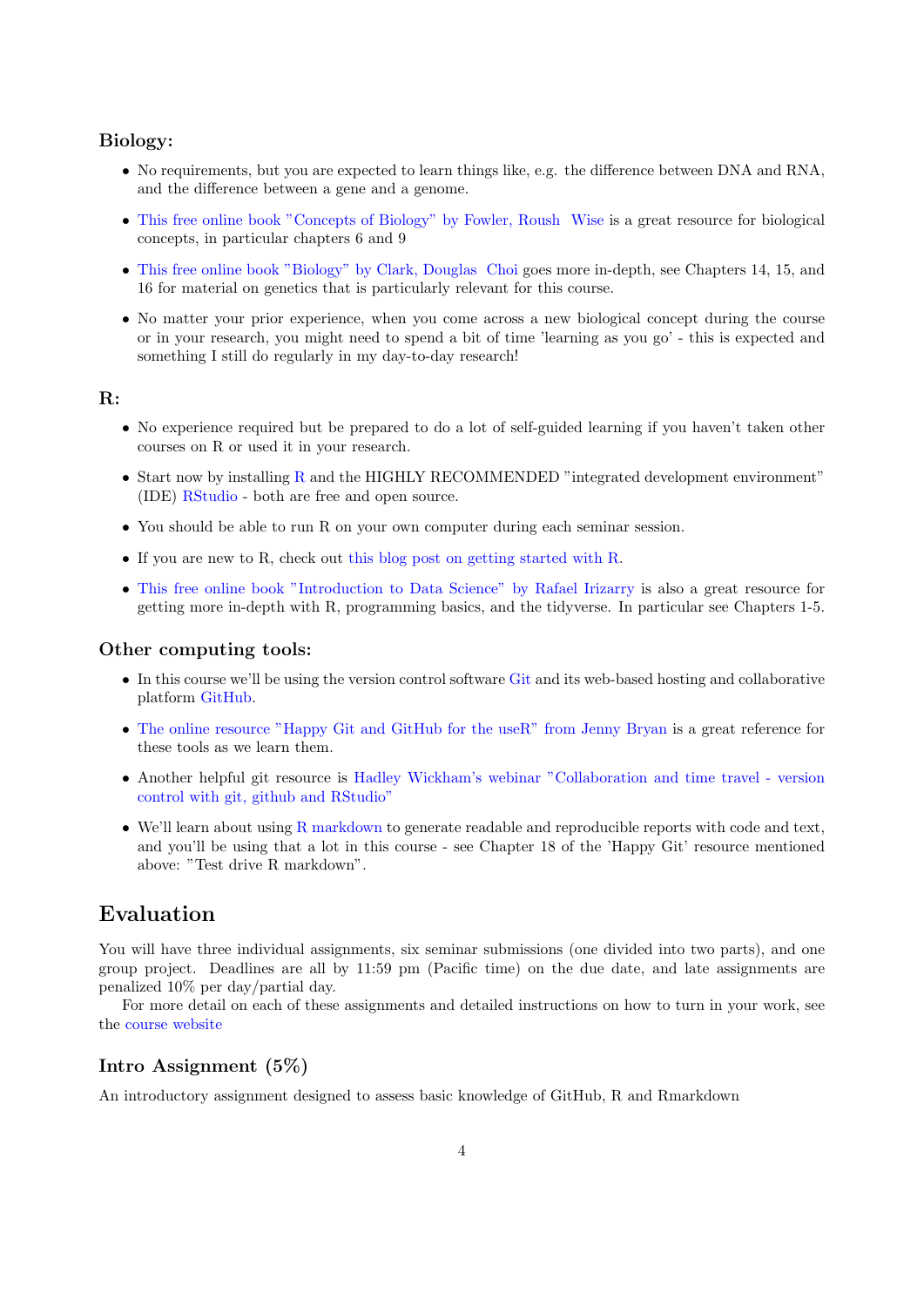### Biology:

- No requirements, but you are expected to learn things like, e.g. the difference between DNA and RNA, and the difference between a gene and a genome.
- This free online book "Concepts of Biology" by Fowler, Roush Wise is a great resource for biological concepts, in particular chapters 6 and 9
- This free online book "Biology" by Clark, Douglas Choi goes more in-depth, see Chapters 14, 15, and 16 for material on genetics that is particularly relevant for this course.
- No matter your prior experience, when you come across a new biological concept during the course or in your research, you might need to spend a bit of time 'learning as you go' - this is expected and something I still do regularly in my day-to-day research!

### R:

- No experience required but be prepared to do a lot of self-guided learning if you haven't taken other courses on R or used it in your research.
- Start now by installing R and the HIGHLY RECOMMENDED "integrated development environment" (IDE) RStudio - both are free and open source.
- You should be able to run R on your own computer during each seminar session.
- If you are new to R, check out this blog post on getting started with R.
- This free online book "Introduction to Data Science" by Rafael Irizarry is also a great resource for getting more in-depth with R, programming basics, and the tidyverse. In particular see Chapters 1-5.

### Other computing tools:

- In this course we'll be using the version control software Git and its web-based hosting and collaborative platform GitHub.
- The online resource "Happy Git and GitHub for the useR" from Jenny Bryan is a great reference for these tools as we learn them.
- Another helpful git resource is Hadley Wickham's webinar "Collaboration and time travel - version control with git, github and RStudio"
- We'll learn about using R markdown to generate readable and reproducible reports with code and text, and you'll be using that a lot in this course - see Chapter 18 of the 'Happy Git' resource mentioned above: "Test drive R markdown".

## Evaluation

You will have three individual assignments, six seminar submissions (one divided into two parts), and one group project. Deadlines are all by 11:59 pm (Pacific time) on the due date, and late assignments are penalized 10% per day/partial day.

For more detail on each of these assignments and detailed instructions on how to turn in your work, see the course website

### Intro Assignment (5%)

An introductory assignment designed to assess basic knowledge of GitHub, R and Rmarkdown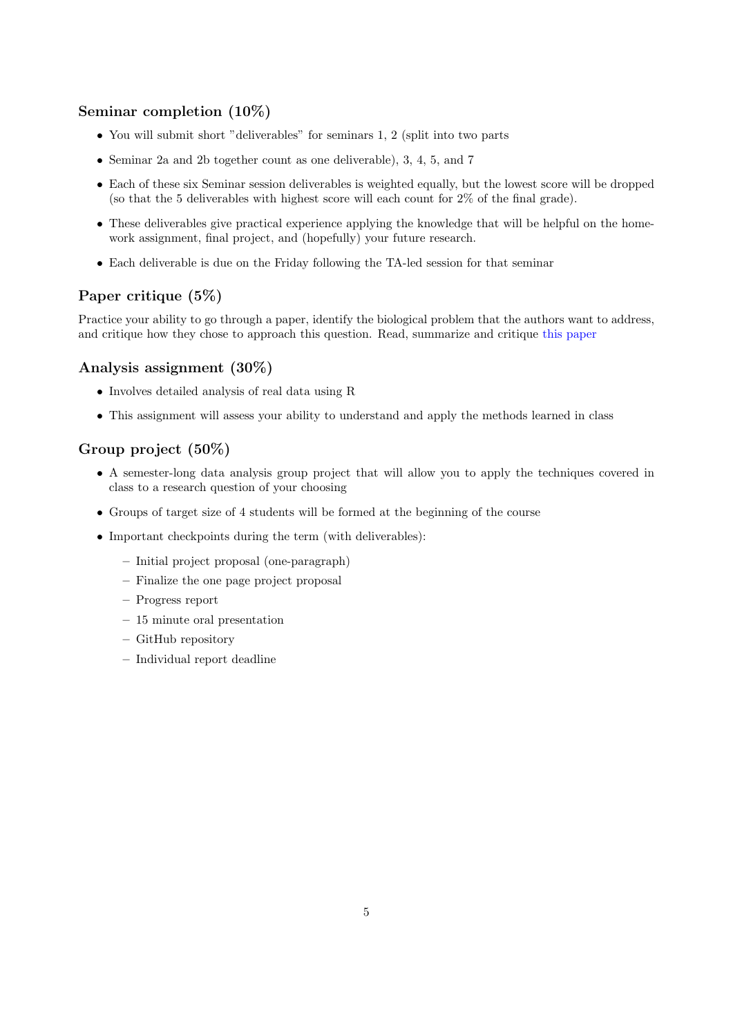### Seminar completion (10%)

- You will submit short "deliverables" for seminars 1, 2 (split into two parts
- Seminar 2a and 2b together count as one deliverable), 3, 4, 5, and 7
- Each of these six Seminar session deliverables is weighted equally, but the lowest score will be dropped (so that the 5 deliverables with highest score will each count for 2% of the final grade).
- These deliverables give practical experience applying the knowledge that will be helpful on the homework assignment, final project, and (hopefully) your future research.
- Each deliverable is due on the Friday following the TA-led session for that seminar

### Paper critique (5%)

Practice your ability to go through a paper, identify the biological problem that the authors want to address, and critique how they chose to approach this question. Read, summarize and critique this paper

### Analysis assignment (30%)

- Involves detailed analysis of real data using R
- This assignment will assess your ability to understand and apply the methods learned in class

### Group project (50%)

- A semester-long data analysis group project that will allow you to apply the techniques covered in class to a research question of your choosing
- Groups of target size of 4 students will be formed at the beginning of the course
- Important checkpoints during the term (with deliverables):
  - Initial project proposal (one-paragraph)
  - Finalize the one page project proposal
  - Progress report
  - 15 minute oral presentation
  - GitHub repository
  - Individual report deadline